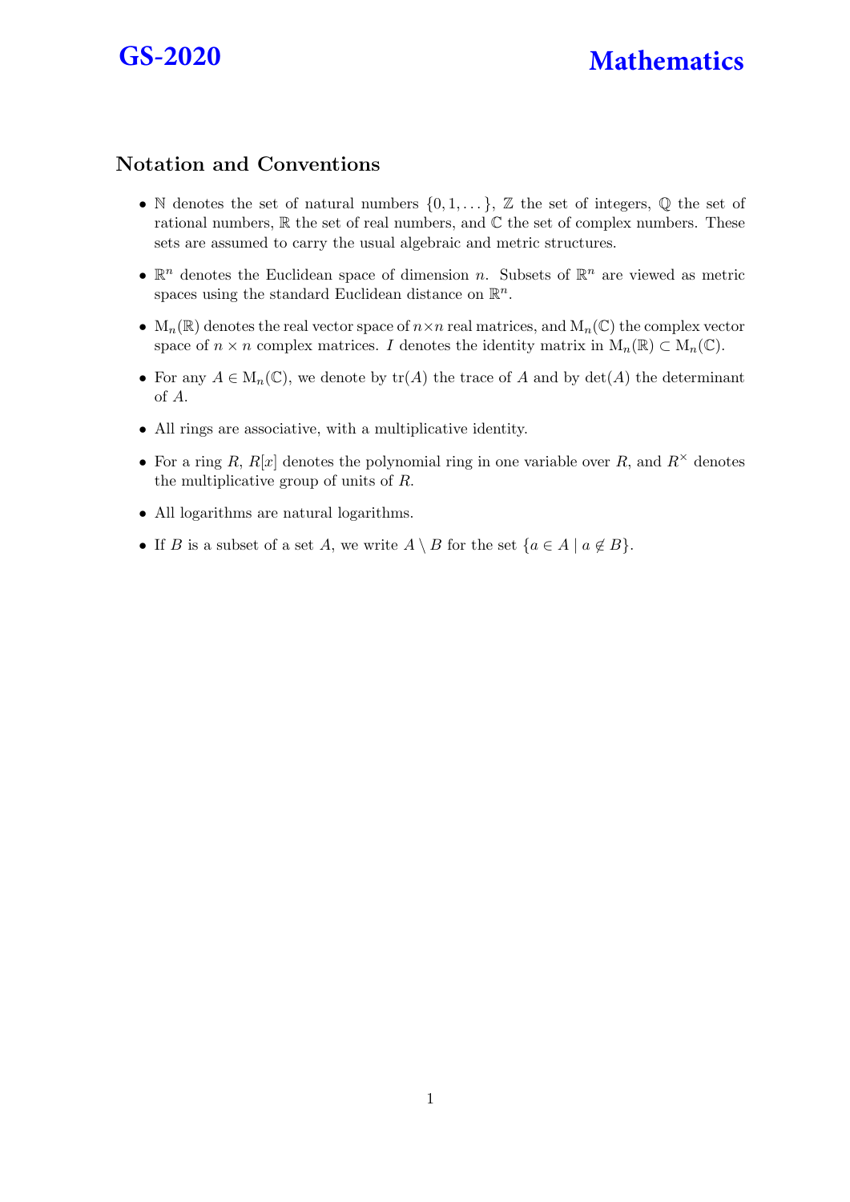**GS-2020** **Mathematics**

## Notation and Conventions

- $\mathbb{N}$ denotes the set of natural numbers $\{0, 1, \dots\}$, $\mathbb{Z}$ the set of integers, $\mathbb{Q}$ the set of rational numbers, $\mathbb{R}$ the set of real numbers, and $\mathbb{C}$ the set of complex numbers. These sets are assumed to carry the usual algebraic and metric structures.
- $\mathbb{R}^n$ denotes the Euclidean space of dimension $n$. Subsets of $\mathbb{R}^n$ are viewed as metric spaces using the standard Euclidean distance on $\mathbb{R}^n$.
- $\mathrm{M}_n(\mathbb{R})$ denotes the real vector space of $n \times n$ real matrices, and $\mathrm{M}_n(\mathbb{C})$ the complex vector space of $n \times n$ complex matrices. $I$ denotes the identity matrix in $\mathrm{M}_n(\mathbb{R}) \subset \mathrm{M}_n(\mathbb{C})$.
- For any $A \in \mathrm{M}_n(\mathbb{C})$, we denote by $\mathrm{tr}(A)$ the trace of $A$ and by $\det(A)$ the determinant of $A$.
- All rings are associative, with a multiplicative identity.
- For a ring $R$, $R[x]$ denotes the polynomial ring in one variable over $R$, and $R^\times$ denotes the multiplicative group of units of $R$.
- All logarithms are natural logarithms.
- If $B$ is a subset of a set $A$, we write $A \setminus B$ for the set $\{a \in A \mid a \notin B\}$.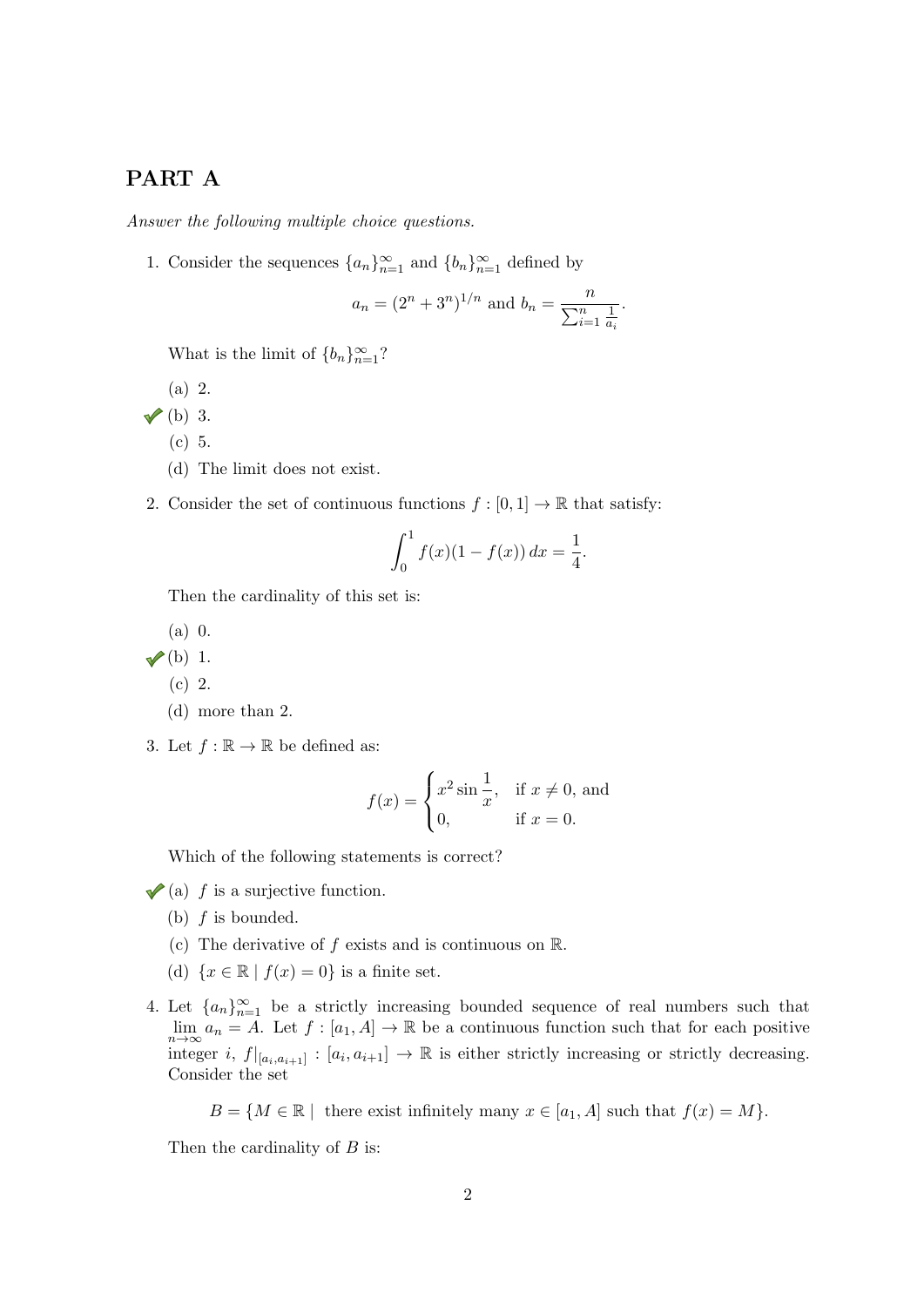# PART A

*Answer the following multiple choice questions.*

1. Consider the sequences $\{a_n\}_{n=1}^{\infty}$ and $\{b_n\}_{n=1}^{\infty}$ defined by

$$a_n = (2^n + 3^n)^{1/n} \text{ and } b_n = \frac{n}{\sum_{i=1}^{n} \frac{1}{a_i}}.$$

   What is the limit of $\{b_n\}_{n=1}^{\infty}$?

   (a) 2.

   ✓ (b) 3.

   (c) 5.

   (d) The limit does not exist.

2. Consider the set of continuous functions $f : [0, 1] \to \mathbb{R}$ that satisfy:

$$\int_0^1 f(x)(1 - f(x))\, dx = \frac{1}{4}.$$

   Then the cardinality of this set is:

   (a) 0.

   ✓ (b) 1.

   (c) 2.

   (d) more than 2.

3. Let $f : \mathbb{R} \to \mathbb{R}$ be defined as:

$$f(x) = \begin{cases} x^2 \sin \dfrac{1}{x}, & \text{if } x \neq 0, \text{ and} \\ 0, & \text{if } x = 0. \end{cases}$$

   Which of the following statements is correct?

   ✓ (a) $f$ is a surjective function.

   (b) $f$ is bounded.

   (c) The derivative of $f$ exists and is continuous on $\mathbb{R}$.

   (d) $\{x \in \mathbb{R} \mid f(x) = 0\}$ is a finite set.

4. Let $\{a_n\}_{n=1}^{\infty}$ be a strictly increasing bounded sequence of real numbers such that $\lim_{n\to\infty} a_n = A$. Let $f : [a_1, A] \to \mathbb{R}$ be a continuous function such that for each positive integer $i$, $f|_{[a_i, a_{i+1}]} : [a_i, a_{i+1}] \to \mathbb{R}$ is either strictly increasing or strictly decreasing. Consider the set

$$B = \{M \in \mathbb{R} \mid \text{ there exist infinitely many } x \in [a_1, A] \text{ such that } f(x) = M\}.$$

   Then the cardinality of $B$ is: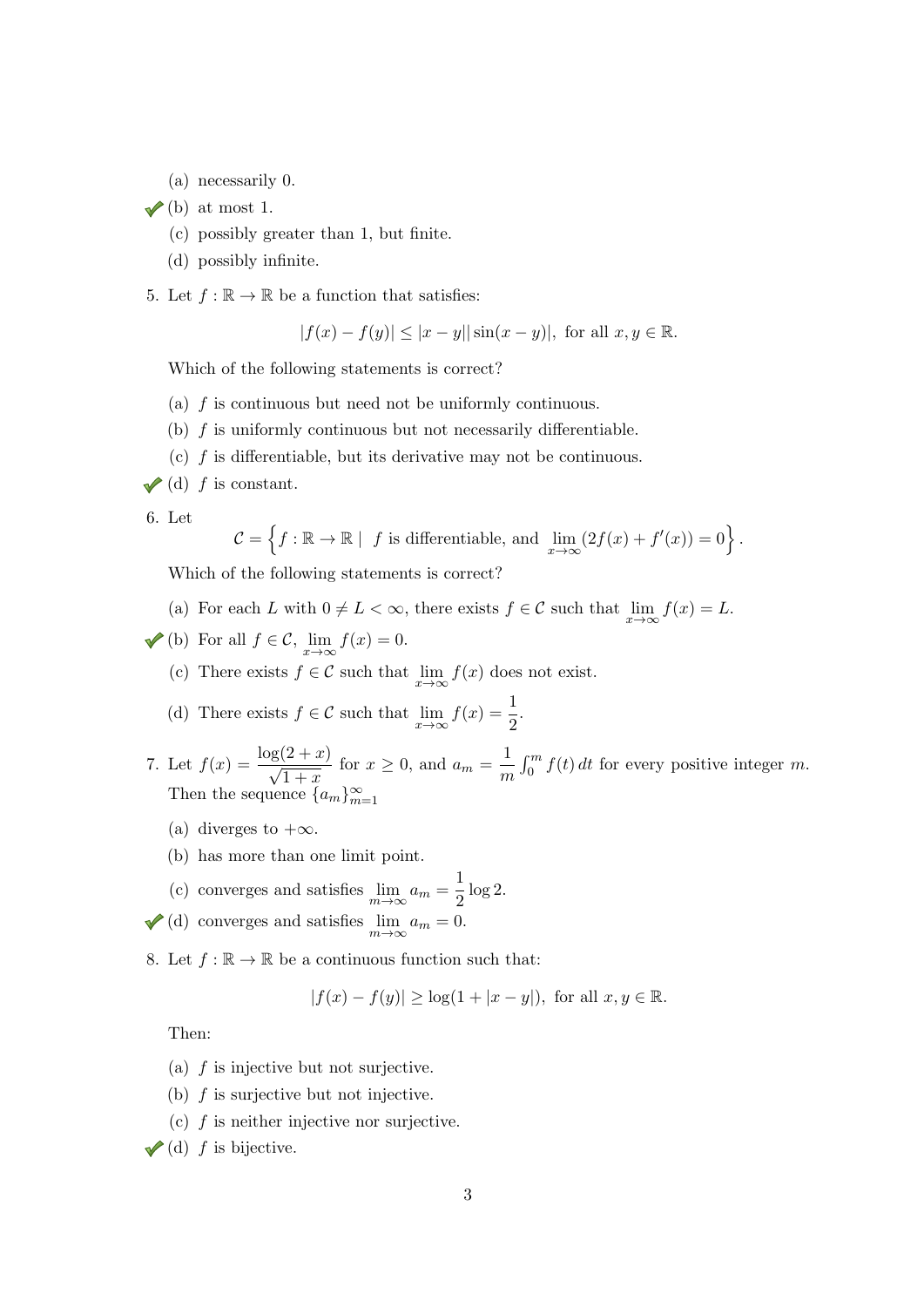(a) necessarily 0.

✔ (b) at most 1.

(c) possibly greater than 1, but finite.

(d) possibly infinite.

5. Let $f : \mathbb{R} \to \mathbb{R}$ be a function that satisfies:

$$|f(x) - f(y)| \leq |x - y| |\sin(x - y)|, \text{ for all } x, y \in \mathbb{R}.$$

Which of the following statements is correct?

(a) $f$ is continuous but need not be uniformly continuous.

(b) $f$ is uniformly continuous but not necessarily differentiable.

(c) $f$ is differentiable, but its derivative may not be continuous.

✔ (d) $f$ is constant.

6. Let

$$\mathcal{C} = \left\{ f : \mathbb{R} \to \mathbb{R} \mid \ f \text{ is differentiable, and } \lim_{x \to \infty} (2f(x) + f'(x)) = 0 \right\}.$$

Which of the following statements is correct?

(a) For each $L$ with $0 \neq L < \infty$, there exists $f \in \mathcal{C}$ such that $\lim_{x \to \infty} f(x) = L$.

✔ (b) For all $f \in \mathcal{C}$, $\lim_{x \to \infty} f(x) = 0$.

(c) There exists $f \in \mathcal{C}$ such that $\lim_{x \to \infty} f(x)$ does not exist.

(d) There exists $f \in \mathcal{C}$ such that $\lim_{x \to \infty} f(x) = \dfrac{1}{2}$.

7. Let $f(x) = \dfrac{\log(2 + x)}{\sqrt{1 + x}}$ for $x \geq 0$, and $a_m = \dfrac{1}{m} \int_0^m f(t)\, dt$ for every positive integer $m$. Then the sequence $\{a_m\}_{m=1}^{\infty}$

(a) diverges to $+\infty$.

(b) has more than one limit point.

(c) converges and satisfies $\lim_{m \to \infty} a_m = \dfrac{1}{2} \log 2$.

✔ (d) converges and satisfies $\lim_{m \to \infty} a_m = 0$.

8. Let $f : \mathbb{R} \to \mathbb{R}$ be a continuous function such that:

$$|f(x) - f(y)| \geq \log(1 + |x - y|), \text{ for all } x, y \in \mathbb{R}.$$

Then:

(a) $f$ is injective but not surjective.

(b) $f$ is surjective but not injective.

(c) $f$ is neither injective nor surjective.

✔ (d) $f$ is bijective.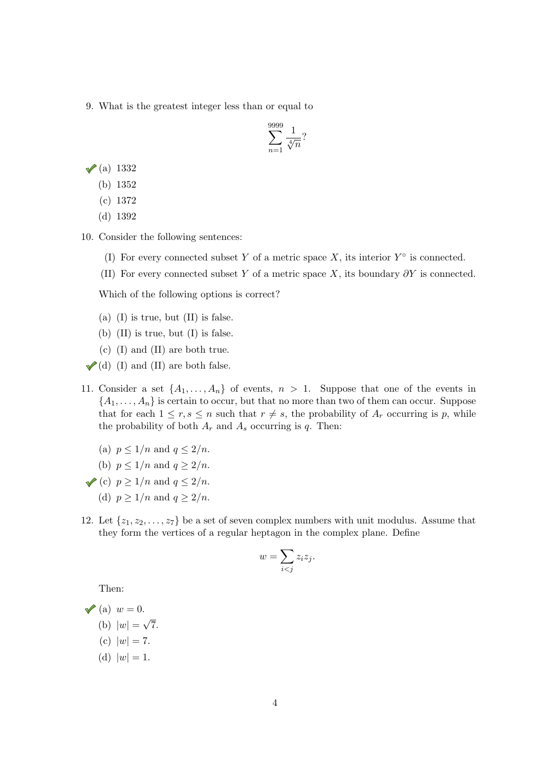9. What is the greatest integer less than or equal to

$$\sum_{n=1}^{9999} \frac{1}{\sqrt[4]{n}}?$$

✔ (a) 1332
   (b) 1352
   (c) 1372
   (d) 1392

10. Consider the following sentences:

   (I) For every connected subset $Y$ of a metric space $X$, its interior $Y^\circ$ is connected.

   (II) For every connected subset $Y$ of a metric space $X$, its boundary $\partial Y$ is connected.

   Which of the following options is correct?

   (a) (I) is true, but (II) is false.
   (b) (II) is true, but (I) is false.
   (c) (I) and (II) are both true.
✔ (d) (I) and (II) are both false.

11. Consider a set $\{A_1, \ldots, A_n\}$ of events, $n > 1$. Suppose that one of the events in $\{A_1, \ldots, A_n\}$ is certain to occur, but that no more than two of them can occur. Suppose that for each $1 \leq r, s \leq n$ such that $r \neq s$, the probability of $A_r$ occurring is $p$, while the probability of both $A_r$ and $A_s$ occurring is $q$. Then:

   (a) $p \leq 1/n$ and $q \leq 2/n$.
   (b) $p \leq 1/n$ and $q \geq 2/n$.
✔ (c) $p \geq 1/n$ and $q \leq 2/n$.
   (d) $p \geq 1/n$ and $q \geq 2/n$.

12. Let $\{z_1, z_2, \ldots, z_7\}$ be a set of seven complex numbers with unit modulus. Assume that they form the vertices of a regular heptagon in the complex plane. Define

$$w = \sum_{i<j} z_i z_j.$$

   Then:

✔ (a) $w = 0$.
   (b) $|w| = \sqrt{7}$.
   (c) $|w| = 7$.
   (d) $|w| = 1$.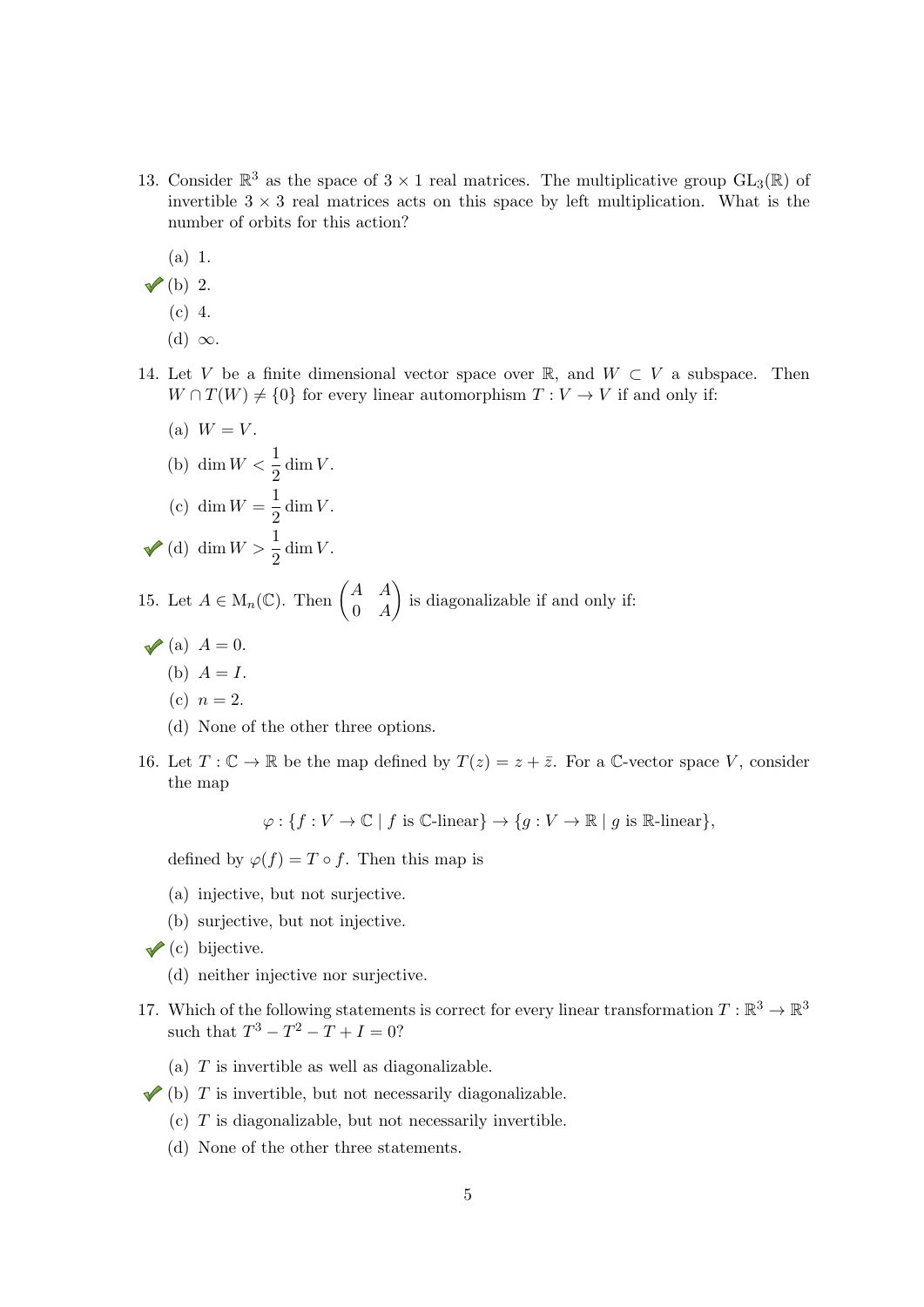13. Consider $\mathbb{R}^3$ as the space of $3 \times 1$ real matrices. The multiplicative group $\mathrm{GL}_3(\mathbb{R})$ of invertible $3 \times 3$ real matrices acts on this space by left multiplication. What is the number of orbits for this action?

    (a) 1.

    ✔ (b) 2.

    (c) 4.

    (d) $\infty$.

14. Let $V$ be a finite dimensional vector space over $\mathbb{R}$, and $W \subset V$ a subspace. Then $W \cap T(W) \neq \{0\}$ for every linear automorphism $T : V \to V$ if and only if:

    (a) $W = V$.

    (b) $\dim W < \dfrac{1}{2} \dim V$.

    (c) $\dim W = \dfrac{1}{2} \dim V$.

    ✔ (d) $\dim W > \dfrac{1}{2} \dim V$.

15. Let $A \in \mathrm{M}_n(\mathbb{C})$. Then $\begin{pmatrix} A & A \\ 0 & A \end{pmatrix}$ is diagonalizable if and only if:

    ✔ (a) $A = 0$.

    (b) $A = I$.

    (c) $n = 2$.

    (d) None of the other three options.

16. Let $T : \mathbb{C} \to \mathbb{R}$ be the map defined by $T(z) = z + \bar{z}$. For a $\mathbb{C}$-vector space $V$, consider the map

$$\varphi : \{f : V \to \mathbb{C} \mid f \text{ is } \mathbb{C}\text{-linear}\} \to \{g : V \to \mathbb{R} \mid g \text{ is } \mathbb{R}\text{-linear}\},$$

    defined by $\varphi(f) = T \circ f$. Then this map is

    (a) injective, but not surjective.

    (b) surjective, but not injective.

    ✔ (c) bijective.

    (d) neither injective nor surjective.

17. Which of the following statements is correct for every linear transformation $T : \mathbb{R}^3 \to \mathbb{R}^3$ such that $T^3 - T^2 - T + I = 0$?

    (a) $T$ is invertible as well as diagonalizable.

    ✔ (b) $T$ is invertible, but not necessarily diagonalizable.

    (c) $T$ is diagonalizable, but not necessarily invertible.

    (d) None of the other three statements.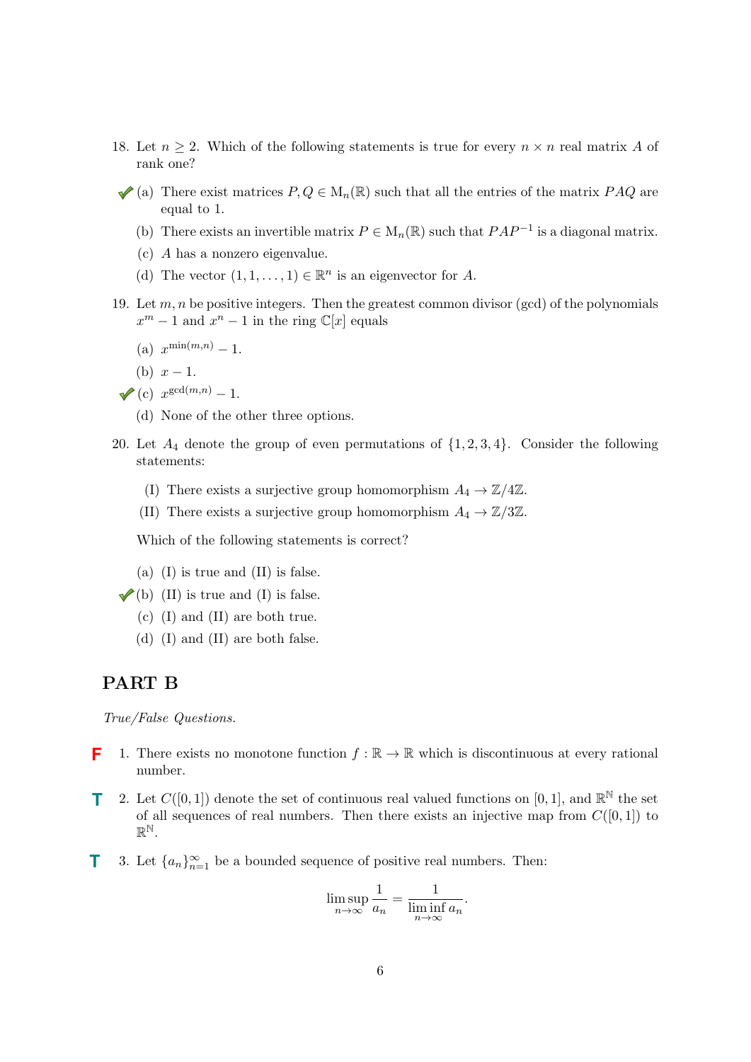18. Let $n \geq 2$. Which of the following statements is true for every $n \times n$ real matrix $A$ of rank one?

    ✓ (a) There exist matrices $P, Q \in \mathrm{M}_n(\mathbb{R})$ such that all the entries of the matrix $PAQ$ are equal to 1.

    (b) There exists an invertible matrix $P \in \mathrm{M}_n(\mathbb{R})$ such that $PAP^{-1}$ is a diagonal matrix.

    (c) $A$ has a nonzero eigenvalue.

    (d) The vector $(1, 1, \ldots, 1) \in \mathbb{R}^n$ is an eigenvector for $A$.

19. Let $m, n$ be positive integers. Then the greatest common divisor (gcd) of the polynomials $x^m - 1$ and $x^n - 1$ in the ring $\mathbb{C}[x]$ equals

    (a) $x^{\min(m,n)} - 1$.

    (b) $x - 1$.

    ✓ (c) $x^{\gcd(m,n)} - 1$.

    (d) None of the other three options.

20. Let $A_4$ denote the group of even permutations of $\{1, 2, 3, 4\}$. Consider the following statements:

    (I) There exists a surjective group homomorphism $A_4 \to \mathbb{Z}/4\mathbb{Z}$.

    (II) There exists a surjective group homomorphism $A_4 \to \mathbb{Z}/3\mathbb{Z}$.

    Which of the following statements is correct?

    (a) (I) is true and (II) is false.

    ✓ (b) (II) is true and (I) is false.

    (c) (I) and (II) are both true.

    (d) (I) and (II) are both false.

## PART B

*True/False Questions.*

**F** 1. There exists no monotone function $f : \mathbb{R} \to \mathbb{R}$ which is discontinuous at every rational number.

**T** 2. Let $C([0,1])$ denote the set of continuous real valued functions on $[0,1]$, and $\mathbb{R}^{\mathbb{N}}$ the set of all sequences of real numbers. Then there exists an injective map from $C([0,1])$ to $\mathbb{R}^{\mathbb{N}}$.

**T** 3. Let $\{a_n\}_{n=1}^{\infty}$ be a bounded sequence of positive real numbers. Then:

$$\limsup_{n \to \infty} \frac{1}{a_n} = \frac{1}{\liminf_{n \to \infty} a_n}.$$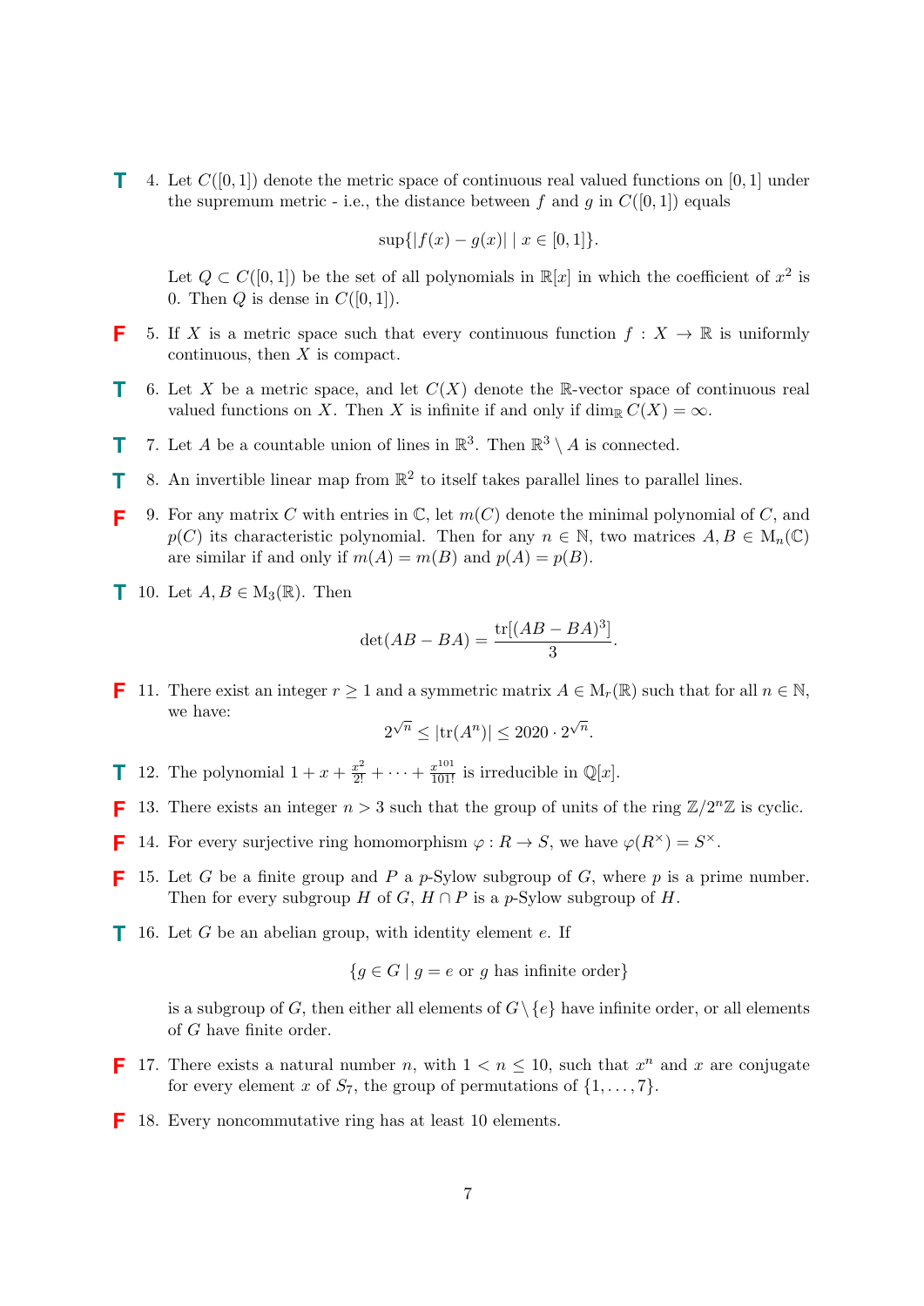**T** 4. Let $C([0,1])$ denote the metric space of continuous real valued functions on $[0,1]$ under the supremum metric - i.e., the distance between $f$ and $g$ in $C([0,1])$ equals

$$\sup\{|f(x) - g(x)| \mid x \in [0,1]\}.$$

Let $Q \subset C([0,1])$ be the set of all polynomials in $\mathbb{R}[x]$ in which the coefficient of $x^2$ is 0. Then $Q$ is dense in $C([0,1])$.

**F** 5. If $X$ is a metric space such that every continuous function $f : X \to \mathbb{R}$ is uniformly continuous, then $X$ is compact.

**T** 6. Let $X$ be a metric space, and let $C(X)$ denote the $\mathbb{R}$-vector space of continuous real valued functions on $X$. Then $X$ is infinite if and only if $\dim_{\mathbb{R}} C(X) = \infty$.

**T** 7. Let $A$ be a countable union of lines in $\mathbb{R}^3$. Then $\mathbb{R}^3 \setminus A$ is connected.

**T** 8. An invertible linear map from $\mathbb{R}^2$ to itself takes parallel lines to parallel lines.

**F** 9. For any matrix $C$ with entries in $\mathbb{C}$, let $m(C)$ denote the minimal polynomial of $C$, and $p(C)$ its characteristic polynomial. Then for any $n \in \mathbb{N}$, two matrices $A, B \in \mathrm{M}_n(\mathbb{C})$ are similar if and only if $m(A) = m(B)$ and $p(A) = p(B)$.

**T** 10. Let $A, B \in \mathrm{M}_3(\mathbb{R})$. Then

$$\det(AB - BA) = \frac{\mathrm{tr}[(AB - BA)^3]}{3}.$$

**F** 11. There exist an integer $r \geq 1$ and a symmetric matrix $A \in \mathrm{M}_r(\mathbb{R})$ such that for all $n \in \mathbb{N}$, we have:

$$2^{\sqrt{n}} \leq |\mathrm{tr}(A^n)| \leq 2020 \cdot 2^{\sqrt{n}}.$$

**T** 12. The polynomial $1 + x + \frac{x^2}{2!} + \cdots + \frac{x^{101}}{101!}$ is irreducible in $\mathbb{Q}[x]$.

**F** 13. There exists an integer $n > 3$ such that the group of units of the ring $\mathbb{Z}/2^n\mathbb{Z}$ is cyclic.

**F** 14. For every surjective ring homomorphism $\varphi : R \to S$, we have $\varphi(R^\times) = S^\times$.

**F** 15. Let $G$ be a finite group and $P$ a $p$-Sylow subgroup of $G$, where $p$ is a prime number. Then for every subgroup $H$ of $G$, $H \cap P$ is a $p$-Sylow subgroup of $H$.

**T** 16. Let $G$ be an abelian group, with identity element $e$. If

$$\{g \in G \mid g = e \text{ or } g \text{ has infinite order}\}$$

is a subgroup of $G$, then either all elements of $G \setminus \{e\}$ have infinite order, or all elements of $G$ have finite order.

**F** 17. There exists a natural number $n$, with $1 < n \leq 10$, such that $x^n$ and $x$ are conjugate for every element $x$ of $S_7$, the group of permutations of $\{1, \ldots, 7\}$.

**F** 18. Every noncommutative ring has at least 10 elements.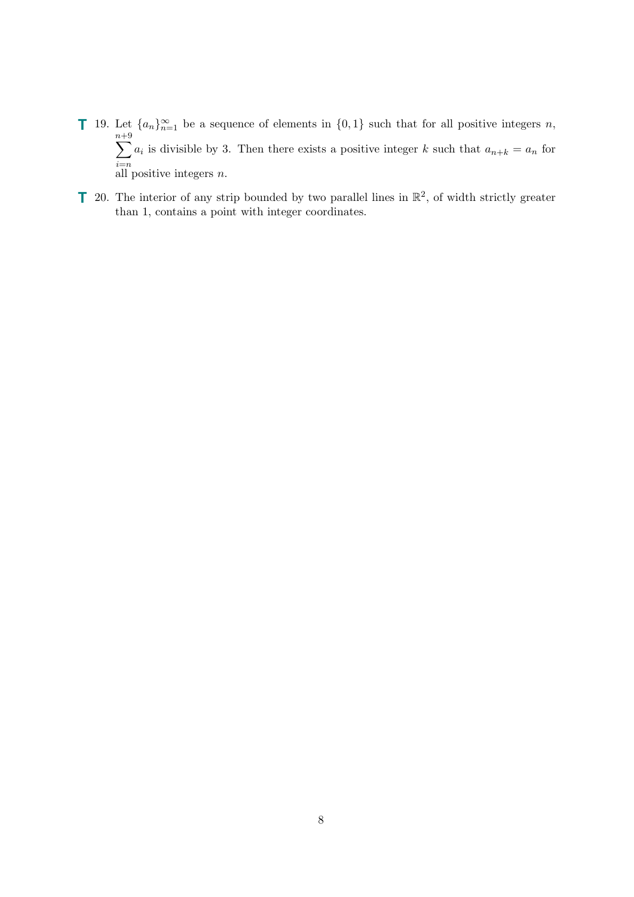**T** 19. Let $\{a_n\}_{n=1}^{\infty}$ be a sequence of elements in $\{0,1\}$ such that for all positive integers $n$, $\sum_{i=n}^{n+9} a_i$ is divisible by 3. Then there exists a positive integer $k$ such that $a_{n+k} = a_n$ for all positive integers $n$.

**T** 20. The interior of any strip bounded by two parallel lines in $\mathbb{R}^2$, of width strictly greater than 1, contains a point with integer coordinates.